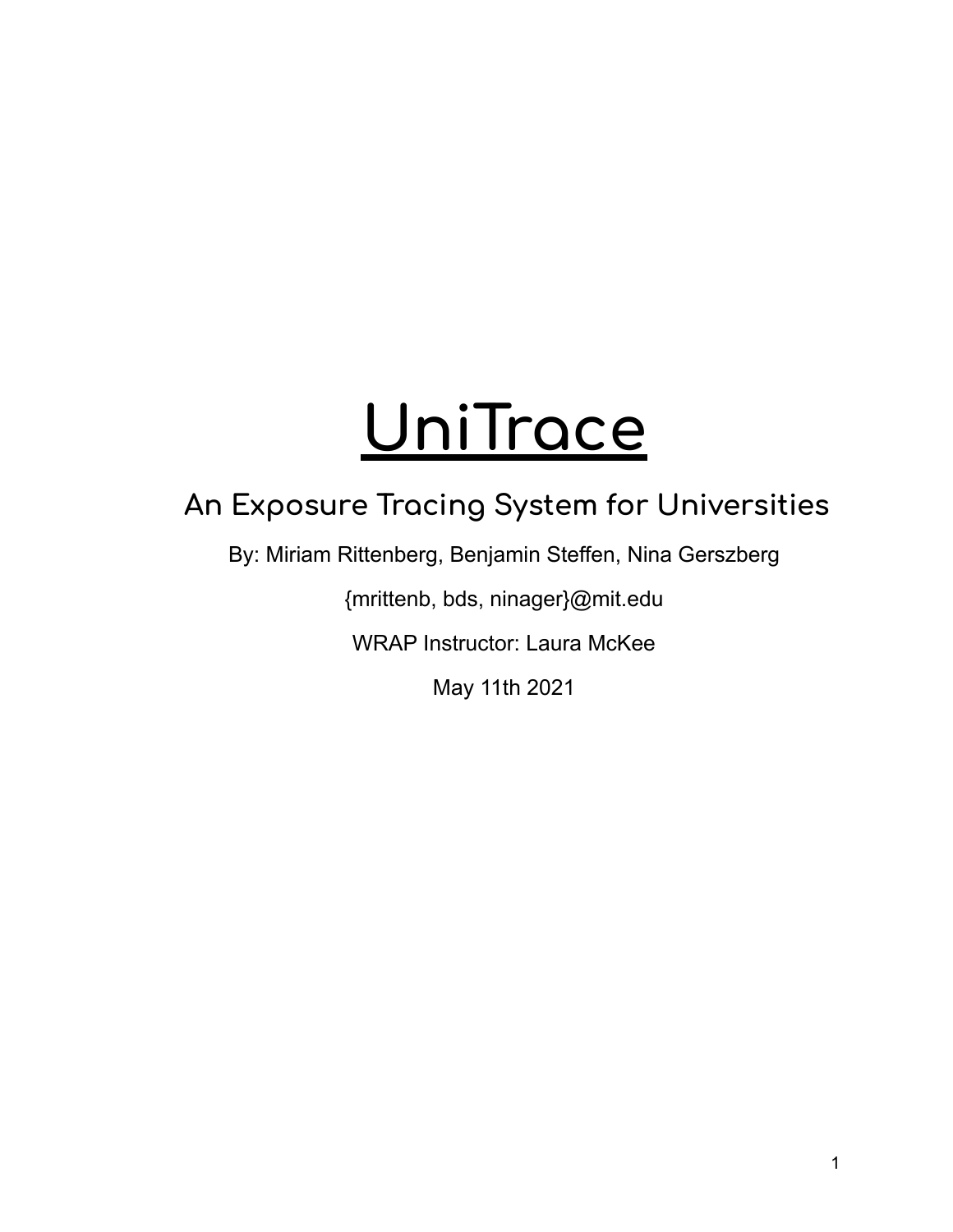# UniTrace

## An Exposure Tracing System for Universities

By: Miriam Rittenberg, Benjamin Steffen, Nina Gerszberg

{mrittenb, bds, ninager}@mit.edu

WRAP Instructor: Laura McKee

May 11th 2021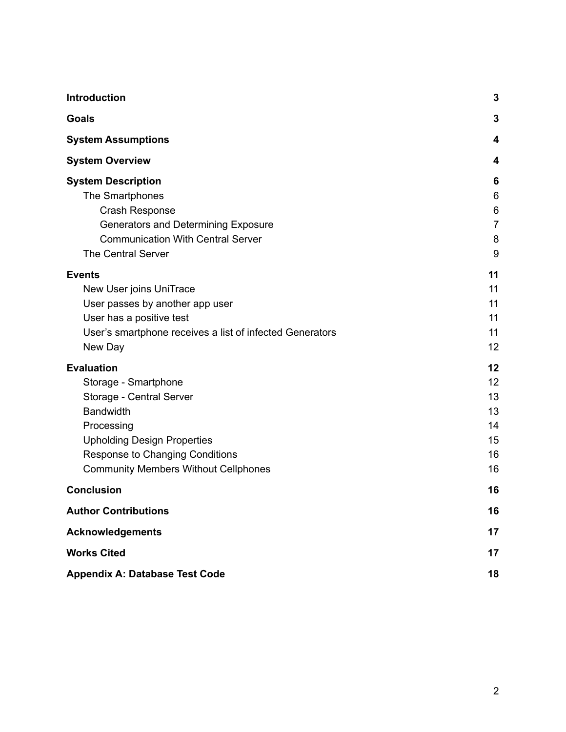| | |
|---|---|
| **Introduction** | **3** |
| **Goals** | **3** |
| **System Assumptions** | **4** |
| **System Overview** | **4** |
| **System Description** | **6** |
|   The Smartphones | 6 |
|     Crash Response | 6 |
|     Generators and Determining Exposure | 7 |
|     Communication With Central Server | 8 |
|   The Central Server | 9 |
| **Events** | **11** |
|   New User joins UniTrace | 11 |
|   User passes by another app user | 11 |
|   User has a positive test | 11 |
|   User's smartphone receives a list of infected Generators | 11 |
|   New Day | 12 |
| **Evaluation** | **12** |
|   Storage - Smartphone | 12 |
|   Storage - Central Server | 13 |
|   Bandwidth | 13 |
|   Processing | 14 |
|   Upholding Design Properties | 15 |
|   Response to Changing Conditions | 16 |
|   Community Members Without Cellphones | 16 |
| **Conclusion** | **16** |
| **Author Contributions** | **16** |
| **Acknowledgements** | **17** |
| **Works Cited** | **17** |
| **Appendix A: Database Test Code** | **18** |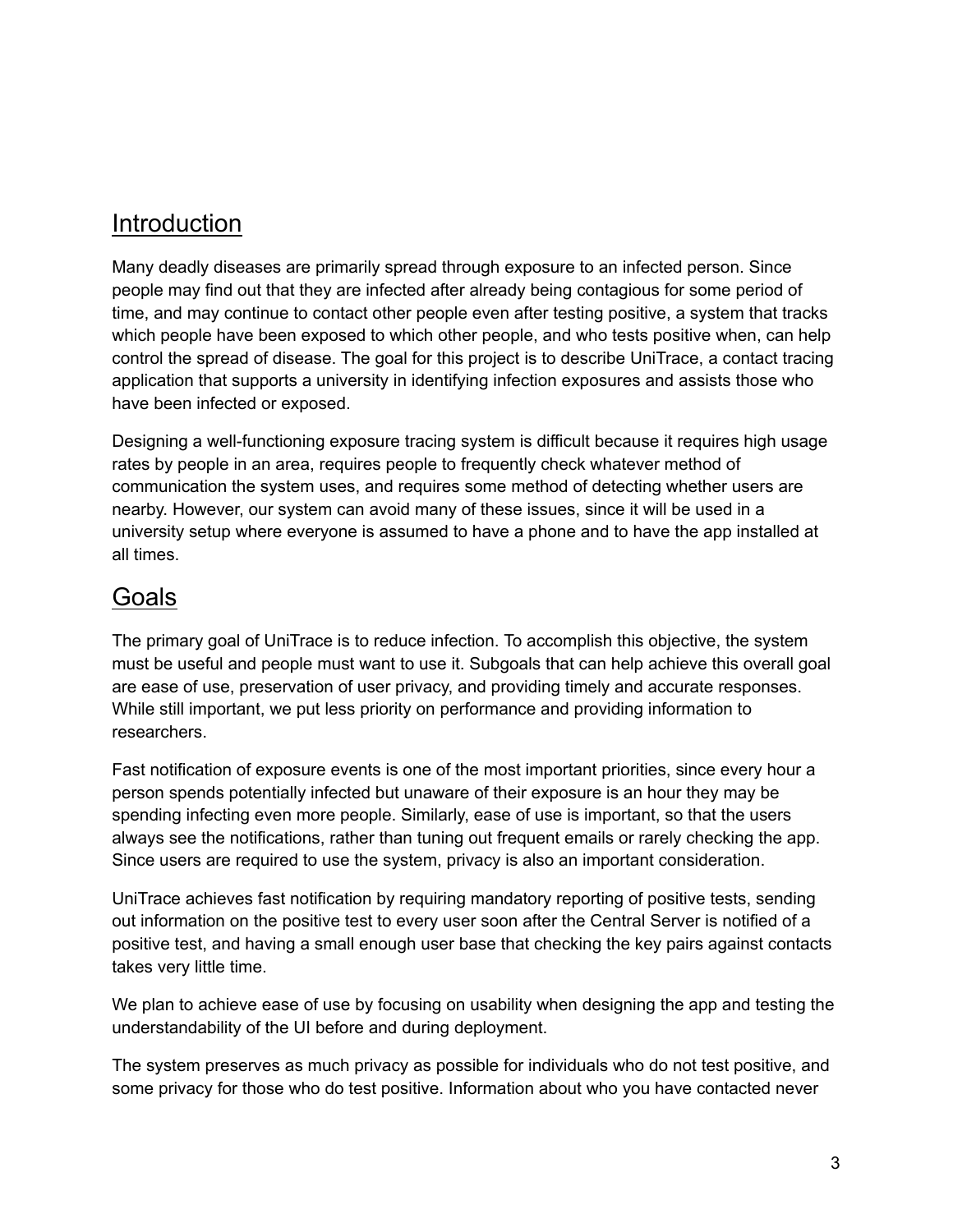## Introduction

Many deadly diseases are primarily spread through exposure to an infected person. Since people may find out that they are infected after already being contagious for some period of time, and may continue to contact other people even after testing positive, a system that tracks which people have been exposed to which other people, and who tests positive when, can help control the spread of disease. The goal for this project is to describe UniTrace, a contact tracing application that supports a university in identifying infection exposures and assists those who have been infected or exposed.

Designing a well-functioning exposure tracing system is difficult because it requires high usage rates by people in an area, requires people to frequently check whatever method of communication the system uses, and requires some method of detecting whether users are nearby. However, our system can avoid many of these issues, since it will be used in a university setup where everyone is assumed to have a phone and to have the app installed at all times.

## Goals

The primary goal of UniTrace is to reduce infection. To accomplish this objective, the system must be useful and people must want to use it. Subgoals that can help achieve this overall goal are ease of use, preservation of user privacy, and providing timely and accurate responses. While still important, we put less priority on performance and providing information to researchers.

Fast notification of exposure events is one of the most important priorities, since every hour a person spends potentially infected but unaware of their exposure is an hour they may be spending infecting even more people. Similarly, ease of use is important, so that the users always see the notifications, rather than tuning out frequent emails or rarely checking the app. Since users are required to use the system, privacy is also an important consideration.

UniTrace achieves fast notification by requiring mandatory reporting of positive tests, sending out information on the positive test to every user soon after the Central Server is notified of a positive test, and having a small enough user base that checking the key pairs against contacts takes very little time.

We plan to achieve ease of use by focusing on usability when designing the app and testing the understandability of the UI before and during deployment.

The system preserves as much privacy as possible for individuals who do not test positive, and some privacy for those who do test positive. Information about who you have contacted never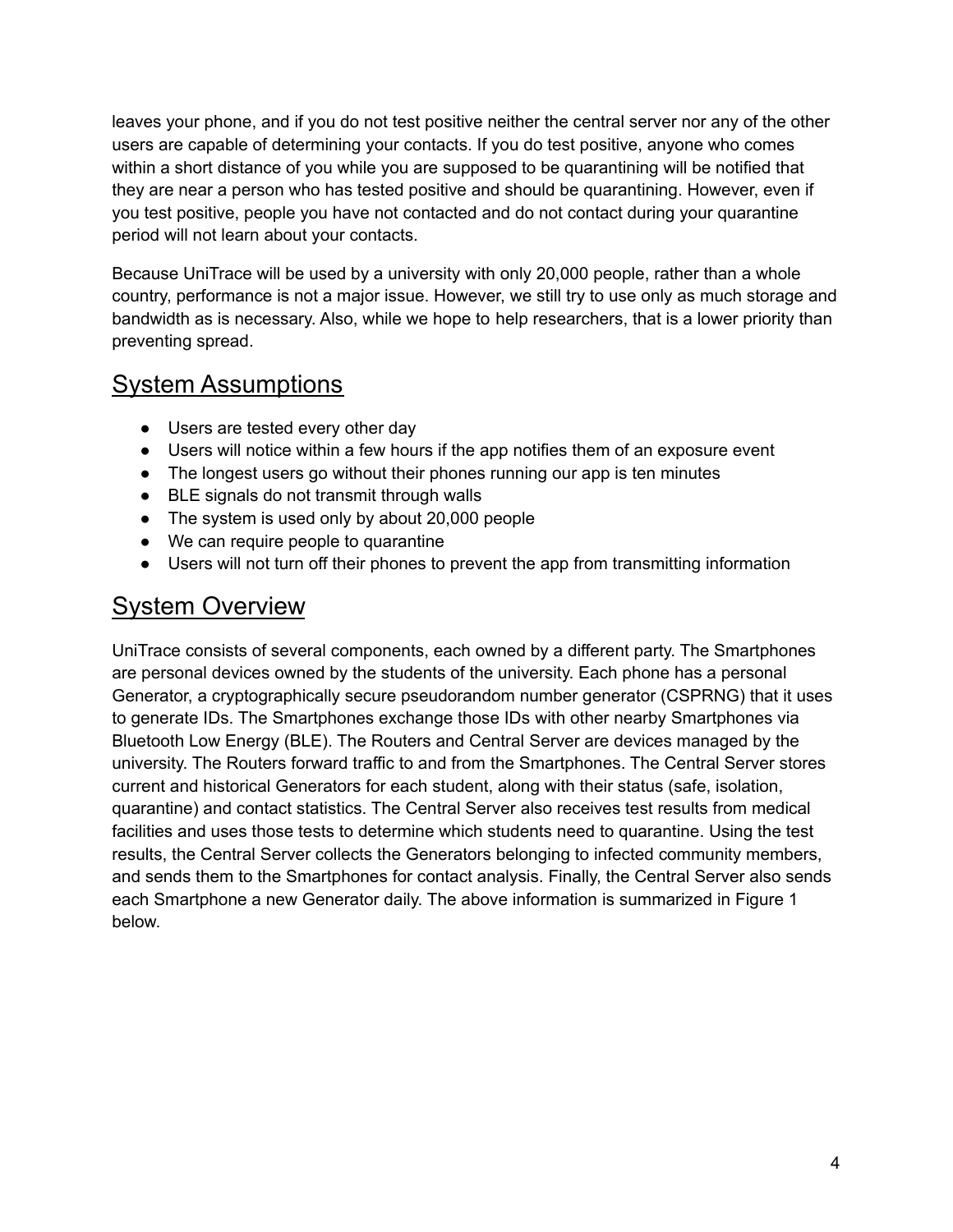leaves your phone, and if you do not test positive neither the central server nor any of the other users are capable of determining your contacts. If you do test positive, anyone who comes within a short distance of you while you are supposed to be quarantining will be notified that they are near a person who has tested positive and should be quarantining. However, even if you test positive, people you have not contacted and do not contact during your quarantine period will not learn about your contacts.

Because UniTrace will be used by a university with only 20,000 people, rather than a whole country, performance is not a major issue. However, we still try to use only as much storage and bandwidth as is necessary. Also, while we hope to help researchers, that is a lower priority than preventing spread.

## System Assumptions

- Users are tested every other day
- Users will notice within a few hours if the app notifies them of an exposure event
- The longest users go without their phones running our app is ten minutes
- BLE signals do not transmit through walls
- The system is used only by about 20,000 people
- We can require people to quarantine
- Users will not turn off their phones to prevent the app from transmitting information

## System Overview

UniTrace consists of several components, each owned by a different party. The Smartphones are personal devices owned by the students of the university. Each phone has a personal Generator, a cryptographically secure pseudorandom number generator (CSPRNG) that it uses to generate IDs. The Smartphones exchange those IDs with other nearby Smartphones via Bluetooth Low Energy (BLE). The Routers and Central Server are devices managed by the university. The Routers forward traffic to and from the Smartphones. The Central Server stores current and historical Generators for each student, along with their status (safe, isolation, quarantine) and contact statistics. The Central Server also receives test results from medical facilities and uses those tests to determine which students need to quarantine. Using the test results, the Central Server collects the Generators belonging to infected community members, and sends them to the Smartphones for contact analysis. Finally, the Central Server also sends each Smartphone a new Generator daily. The above information is summarized in Figure 1 below.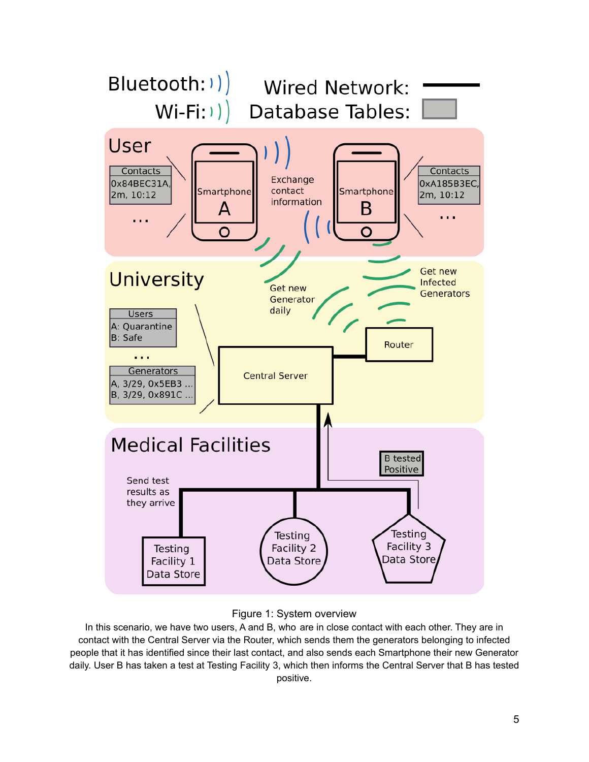Figure 1: System overview

In this scenario, we have two users, A and B, who are in close contact with each other. They are in contact with the Central Server via the Router, which sends them the generators belonging to infected people that it has identified since their last contact, and also sends each Smartphone their new Generator daily. User B has taken a test at Testing Facility 3, which then informs the Central Server that B has tested positive.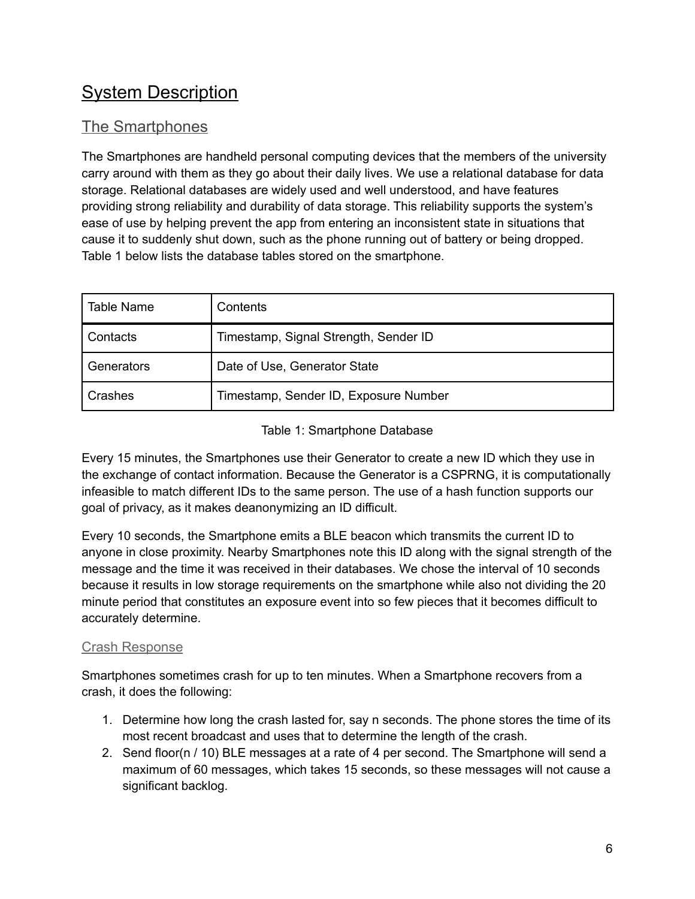# System Description

## The Smartphones

The Smartphones are handheld personal computing devices that the members of the university carry around with them as they go about their daily lives. We use a relational database for data storage. Relational databases are widely used and well understood, and have features providing strong reliability and durability of data storage. This reliability supports the system's ease of use by helping prevent the app from entering an inconsistent state in situations that cause it to suddenly shut down, such as the phone running out of battery or being dropped. Table 1 below lists the database tables stored on the smartphone.

| Table Name | Contents |
|---|---|
| Contacts | Timestamp, Signal Strength, Sender ID |
| Generators | Date of Use, Generator State |
| Crashes | Timestamp, Sender ID, Exposure Number |

Table 1: Smartphone Database

Every 15 minutes, the Smartphones use their Generator to create a new ID which they use in the exchange of contact information. Because the Generator is a CSPRNG, it is computationally infeasible to match different IDs to the same person. The use of a hash function supports our goal of privacy, as it makes deanonymizing an ID difficult.

Every 10 seconds, the Smartphone emits a BLE beacon which transmits the current ID to anyone in close proximity. Nearby Smartphones note this ID along with the signal strength of the message and the time it was received in their databases. We chose the interval of 10 seconds because it results in low storage requirements on the smartphone while also not dividing the 20 minute period that constitutes an exposure event into so few pieces that it becomes difficult to accurately determine.

### Crash Response

Smartphones sometimes crash for up to ten minutes. When a Smartphone recovers from a crash, it does the following:

1. Determine how long the crash lasted for, say n seconds. The phone stores the time of its most recent broadcast and uses that to determine the length of the crash.
2. Send floor(n / 10) BLE messages at a rate of 4 per second. The Smartphone will send a maximum of 60 messages, which takes 15 seconds, so these messages will not cause a significant backlog.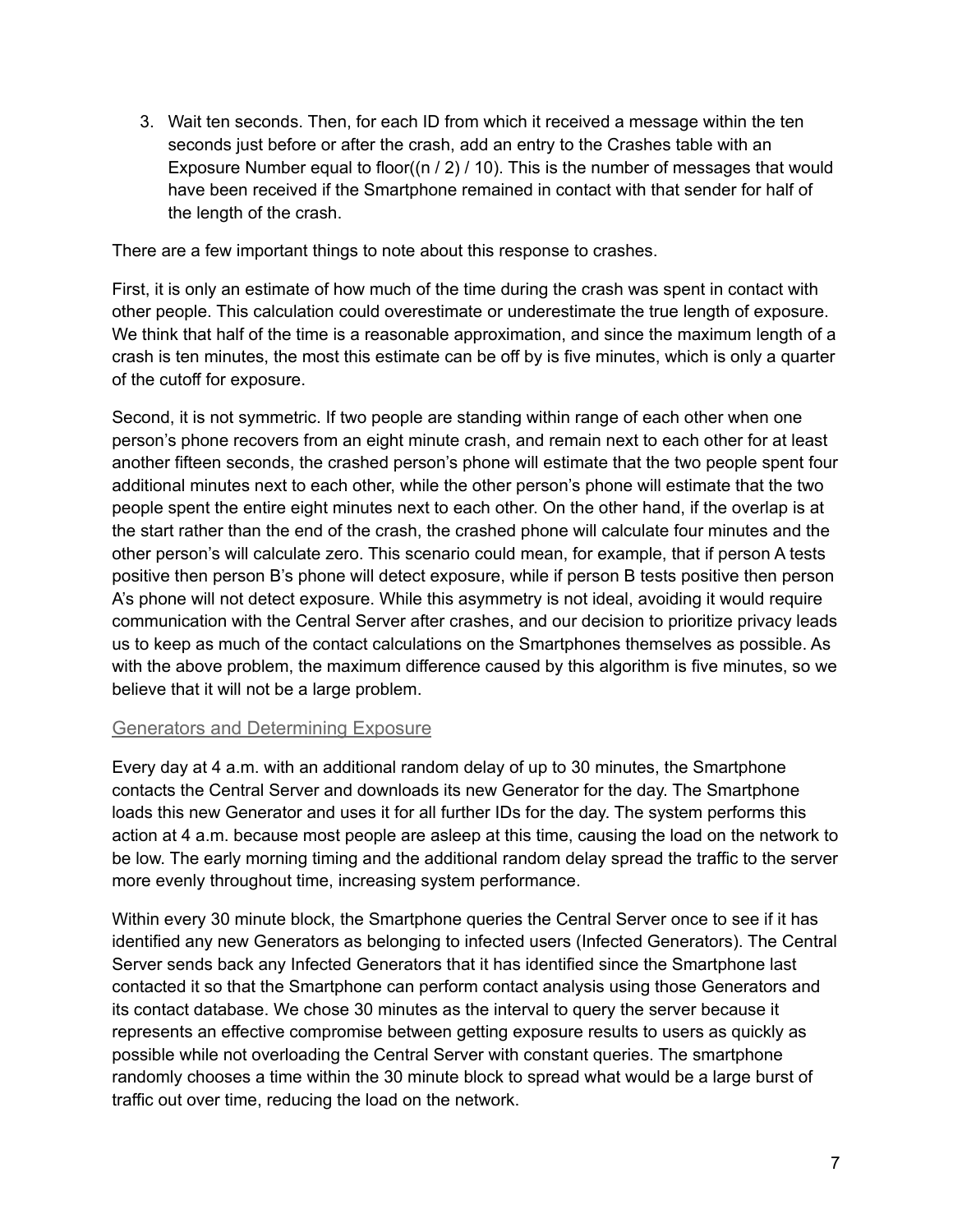3. Wait ten seconds. Then, for each ID from which it received a message within the ten seconds just before or after the crash, add an entry to the Crashes table with an Exposure Number equal to $\text{floor}((n / 2) / 10)$. This is the number of messages that would have been received if the Smartphone remained in contact with that sender for half of the length of the crash.

There are a few important things to note about this response to crashes.

First, it is only an estimate of how much of the time during the crash was spent in contact with other people. This calculation could overestimate or underestimate the true length of exposure. We think that half of the time is a reasonable approximation, and since the maximum length of a crash is ten minutes, the most this estimate can be off by is five minutes, which is only a quarter of the cutoff for exposure.

Second, it is not symmetric. If two people are standing within range of each other when one person's phone recovers from an eight minute crash, and remain next to each other for at least another fifteen seconds, the crashed person's phone will estimate that the two people spent four additional minutes next to each other, while the other person's phone will estimate that the two people spent the entire eight minutes next to each other. On the other hand, if the overlap is at the start rather than the end of the crash, the crashed phone will calculate four minutes and the other person's will calculate zero. This scenario could mean, for example, that if person A tests positive then person B's phone will detect exposure, while if person B tests positive then person A's phone will not detect exposure. While this asymmetry is not ideal, avoiding it would require communication with the Central Server after crashes, and our decision to prioritize privacy leads us to keep as much of the contact calculations on the Smartphones themselves as possible. As with the above problem, the maximum difference caused by this algorithm is five minutes, so we believe that it will not be a large problem.

### Generators and Determining Exposure

Every day at 4 a.m. with an additional random delay of up to 30 minutes, the Smartphone contacts the Central Server and downloads its new Generator for the day. The Smartphone loads this new Generator and uses it for all further IDs for the day. The system performs this action at 4 a.m. because most people are asleep at this time, causing the load on the network to be low. The early morning timing and the additional random delay spread the traffic to the server more evenly throughout time, increasing system performance.

Within every 30 minute block, the Smartphone queries the Central Server once to see if it has identified any new Generators as belonging to infected users (Infected Generators). The Central Server sends back any Infected Generators that it has identified since the Smartphone last contacted it so that the Smartphone can perform contact analysis using those Generators and its contact database. We chose 30 minutes as the interval to query the server because it represents an effective compromise between getting exposure results to users as quickly as possible while not overloading the Central Server with constant queries. The smartphone randomly chooses a time within the 30 minute block to spread what would be a large burst of traffic out over time, reducing the load on the network.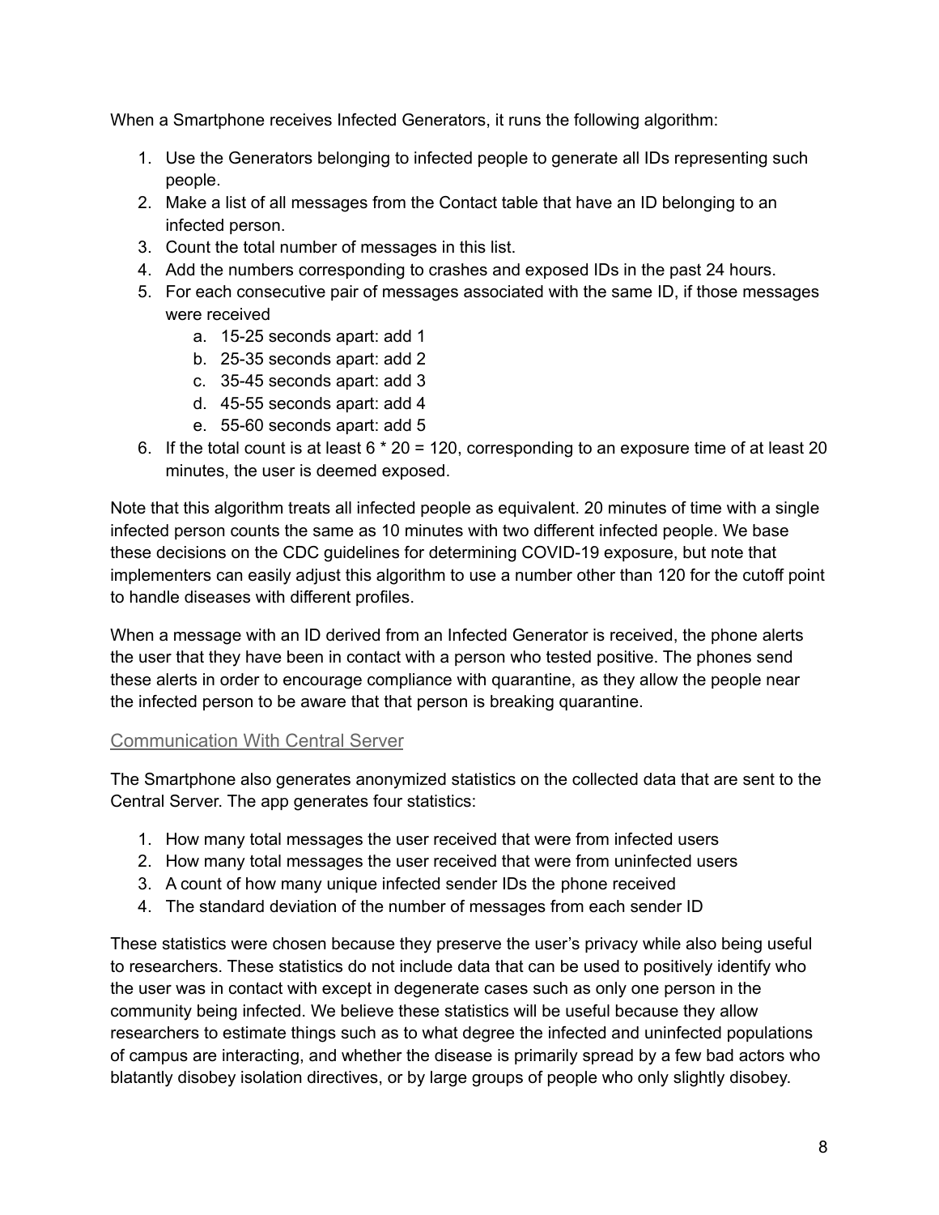When a Smartphone receives Infected Generators, it runs the following algorithm:

1. Use the Generators belonging to infected people to generate all IDs representing such people.
2. Make a list of all messages from the Contact table that have an ID belonging to an infected person.
3. Count the total number of messages in this list.
4. Add the numbers corresponding to crashes and exposed IDs in the past 24 hours.
5. For each consecutive pair of messages associated with the same ID, if those messages were received
   a. 15-25 seconds apart: add 1
   b. 25-35 seconds apart: add 2
   c. 35-45 seconds apart: add 3
   d. 45-55 seconds apart: add 4
   e. 55-60 seconds apart: add 5
6. If the total count is at least $6 * 20 = 120$, corresponding to an exposure time of at least 20 minutes, the user is deemed exposed.

Note that this algorithm treats all infected people as equivalent. 20 minutes of time with a single infected person counts the same as 10 minutes with two different infected people. We base these decisions on the CDC guidelines for determining COVID-19 exposure, but note that implementers can easily adjust this algorithm to use a number other than 120 for the cutoff point to handle diseases with different profiles.

When a message with an ID derived from an Infected Generator is received, the phone alerts the user that they have been in contact with a person who tested positive. The phones send these alerts in order to encourage compliance with quarantine, as they allow the people near the infected person to be aware that that person is breaking quarantine.

### Communication With Central Server

The Smartphone also generates anonymized statistics on the collected data that are sent to the Central Server. The app generates four statistics:

1. How many total messages the user received that were from infected users
2. How many total messages the user received that were from uninfected users
3. A count of how many unique infected sender IDs the phone received
4. The standard deviation of the number of messages from each sender ID

These statistics were chosen because they preserve the user's privacy while also being useful to researchers. These statistics do not include data that can be used to positively identify who the user was in contact with except in degenerate cases such as only one person in the community being infected. We believe these statistics will be useful because they allow researchers to estimate things such as to what degree the infected and uninfected populations of campus are interacting, and whether the disease is primarily spread by a few bad actors who blatantly disobey isolation directives, or by large groups of people who only slightly disobey.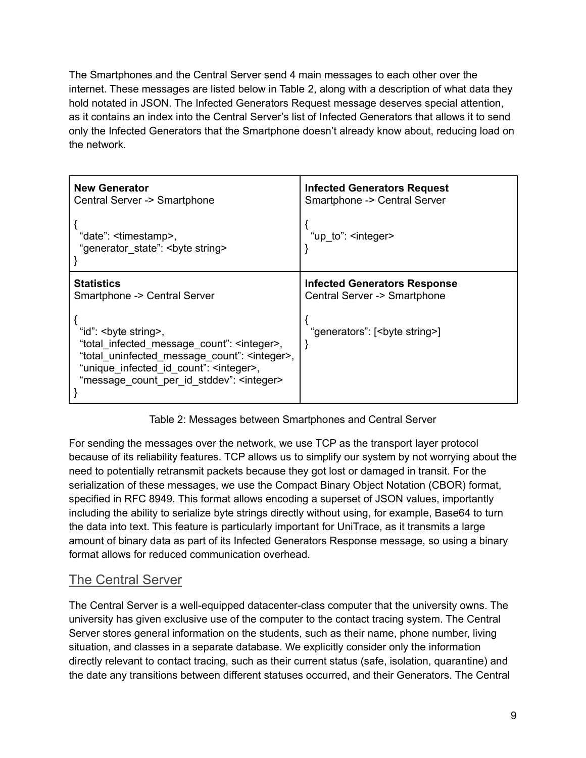The Smartphones and the Central Server send 4 main messages to each other over the internet. These messages are listed below in Table 2, along with a description of what data they hold notated in JSON. The Infected Generators Request message deserves special attention, as it contains an index into the Central Server's list of Infected Generators that allows it to send only the Infected Generators that the Smartphone doesn't already know about, reducing load on the network.

| **New Generator**<br>Central Server -> Smartphone<br><br>{<br>  "date": <timestamp>,<br>  "generator_state": <byte string><br>} | **Infected Generators Request**<br>Smartphone -> Central Server<br><br>{<br>  "up_to": <integer><br>} |
|---|---|
| **Statistics**<br>Smartphone -> Central Server<br><br>{<br>  "id": <byte string>,<br>  "total_infected_message_count": <integer>,<br>  "total_uninfected_message_count": <integer>,<br>  "unique_infected_id_count": <integer>,<br>  "message_count_per_id_stddev": <integer><br>} | **Infected Generators Response**<br>Central Server -> Smartphone<br><br>{<br>  "generators": [<byte string>]<br>} |

Table 2: Messages between Smartphones and Central Server

For sending the messages over the network, we use TCP as the transport layer protocol because of its reliability features. TCP allows us to simplify our system by not worrying about the need to potentially retransmit packets because they got lost or damaged in transit. For the serialization of these messages, we use the Compact Binary Object Notation (CBOR) format, specified in RFC 8949. This format allows encoding a superset of JSON values, importantly including the ability to serialize byte strings directly without using, for example, Base64 to turn the data into text. This feature is particularly important for UniTrace, as it transmits a large amount of binary data as part of its Infected Generators Response message, so using a binary format allows for reduced communication overhead.

## The Central Server

The Central Server is a well-equipped datacenter-class computer that the university owns. The university has given exclusive use of the computer to the contact tracing system. The Central Server stores general information on the students, such as their name, phone number, living situation, and classes in a separate database. We explicitly consider only the information directly relevant to contact tracing, such as their current status (safe, isolation, quarantine) and the date any transitions between different statuses occurred, and their Generators. The Central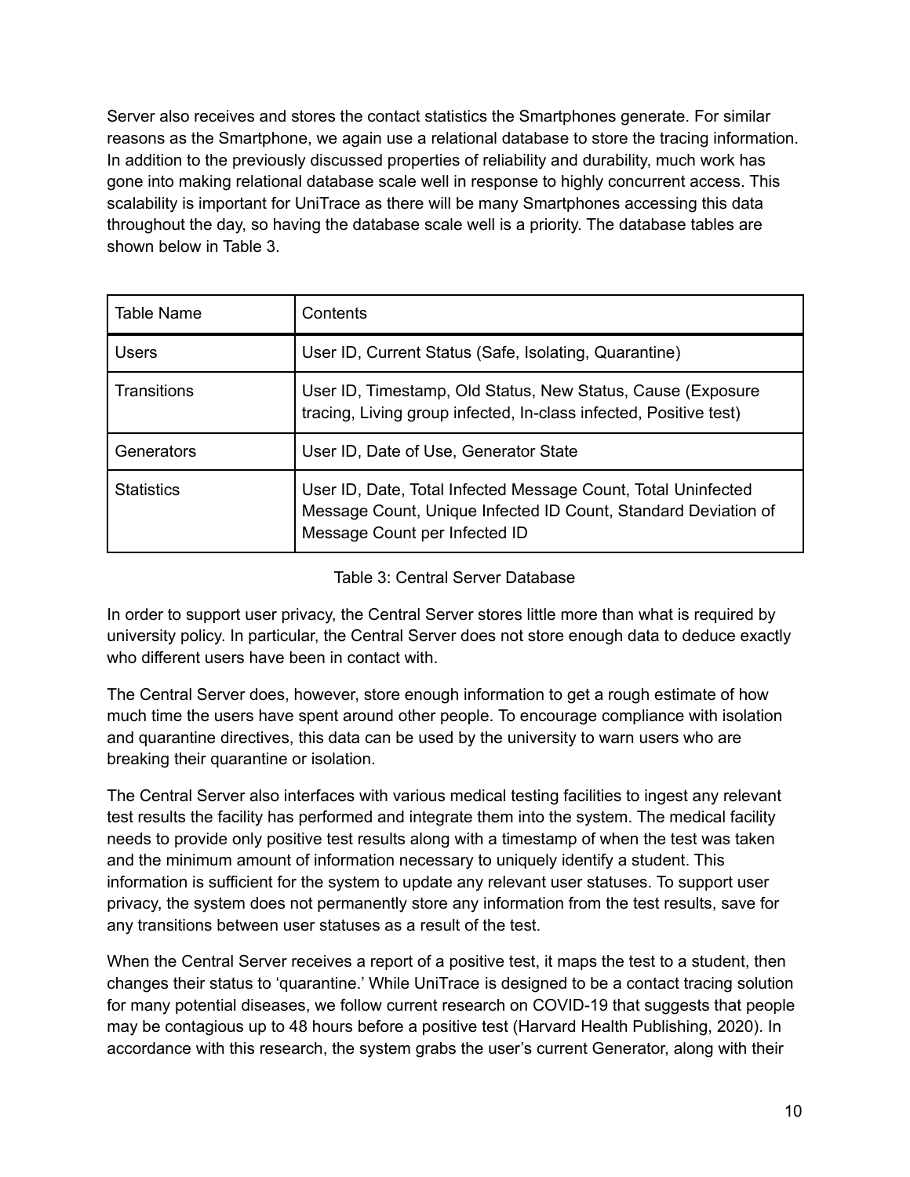Server also receives and stores the contact statistics the Smartphones generate. For similar reasons as the Smartphone, we again use a relational database to store the tracing information. In addition to the previously discussed properties of reliability and durability, much work has gone into making relational database scale well in response to highly concurrent access. This scalability is important for UniTrace as there will be many Smartphones accessing this data throughout the day, so having the database scale well is a priority. The database tables are shown below in Table 3.

| Table Name | Contents |
|---|---|
| Users | User ID, Current Status (Safe, Isolating, Quarantine) |
| Transitions | User ID, Timestamp, Old Status, New Status, Cause (Exposure tracing, Living group infected, In-class infected, Positive test) |
| Generators | User ID, Date of Use, Generator State |
| Statistics | User ID, Date, Total Infected Message Count, Total Uninfected Message Count, Unique Infected ID Count, Standard Deviation of Message Count per Infected ID |

Table 3: Central Server Database

In order to support user privacy, the Central Server stores little more than what is required by university policy. In particular, the Central Server does not store enough data to deduce exactly who different users have been in contact with.

The Central Server does, however, store enough information to get a rough estimate of how much time the users have spent around other people. To encourage compliance with isolation and quarantine directives, this data can be used by the university to warn users who are breaking their quarantine or isolation.

The Central Server also interfaces with various medical testing facilities to ingest any relevant test results the facility has performed and integrate them into the system. The medical facility needs to provide only positive test results along with a timestamp of when the test was taken and the minimum amount of information necessary to uniquely identify a student. This information is sufficient for the system to update any relevant user statuses. To support user privacy, the system does not permanently store any information from the test results, save for any transitions between user statuses as a result of the test.

When the Central Server receives a report of a positive test, it maps the test to a student, then changes their status to 'quarantine.' While UniTrace is designed to be a contact tracing solution for many potential diseases, we follow current research on COVID-19 that suggests that people may be contagious up to 48 hours before a positive test (Harvard Health Publishing, 2020). In accordance with this research, the system grabs the user's current Generator, along with their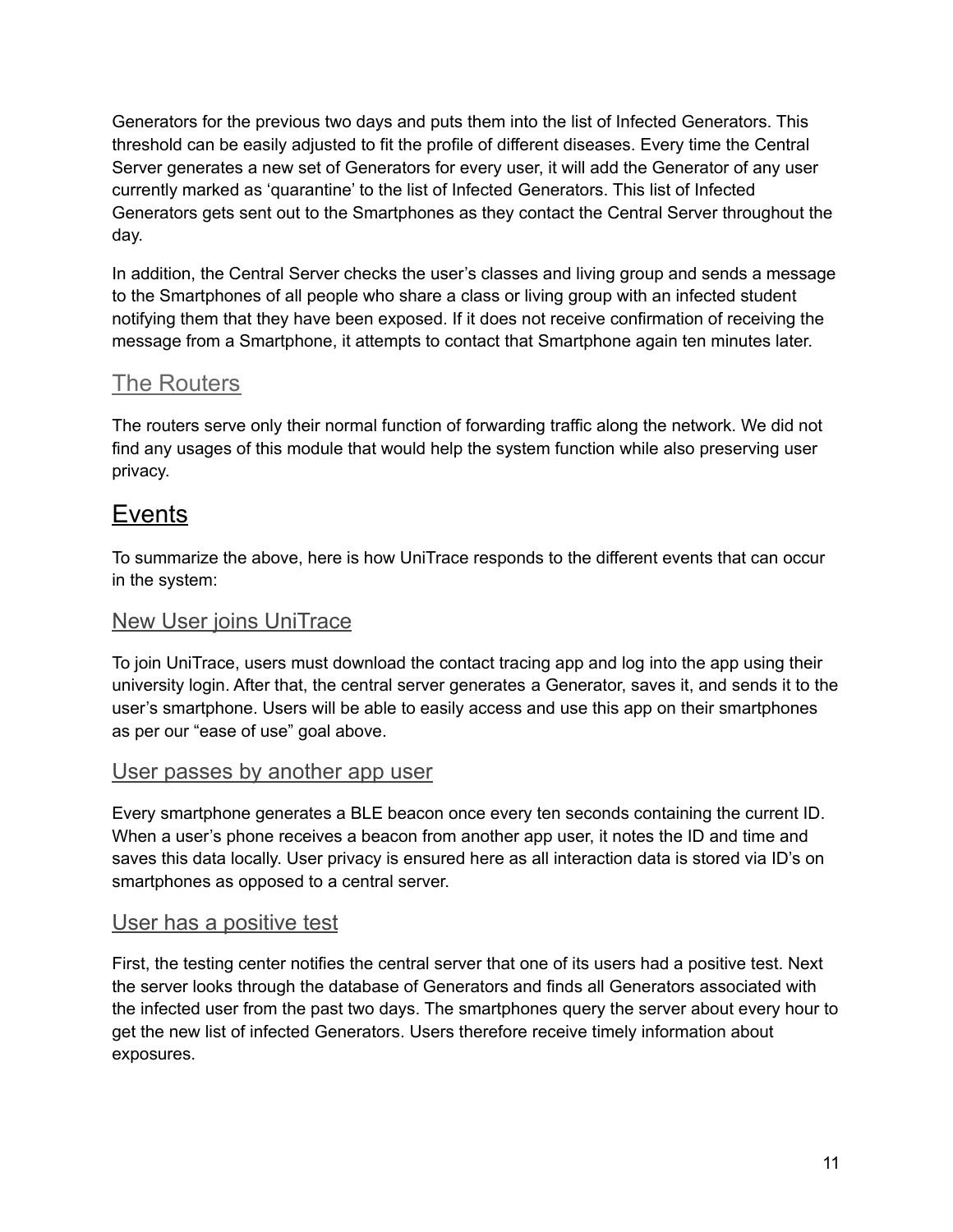Generators for the previous two days and puts them into the list of Infected Generators. This threshold can be easily adjusted to fit the profile of different diseases. Every time the Central Server generates a new set of Generators for every user, it will add the Generator of any user currently marked as 'quarantine' to the list of Infected Generators. This list of Infected Generators gets sent out to the Smartphones as they contact the Central Server throughout the day.

In addition, the Central Server checks the user's classes and living group and sends a message to the Smartphones of all people who share a class or living group with an infected student notifying them that they have been exposed. If it does not receive confirmation of receiving the message from a Smartphone, it attempts to contact that Smartphone again ten minutes later.

### The Routers

The routers serve only their normal function of forwarding traffic along the network. We did not find any usages of this module that would help the system function while also preserving user privacy.

## Events

To summarize the above, here is how UniTrace responds to the different events that can occur in the system:

### New User joins UniTrace

To join UniTrace, users must download the contact tracing app and log into the app using their university login. After that, the central server generates a Generator, saves it, and sends it to the user's smartphone. Users will be able to easily access and use this app on their smartphones as per our "ease of use" goal above.

### User passes by another app user

Every smartphone generates a BLE beacon once every ten seconds containing the current ID. When a user's phone receives a beacon from another app user, it notes the ID and time and saves this data locally. User privacy is ensured here as all interaction data is stored via ID's on smartphones as opposed to a central server.

### User has a positive test

First, the testing center notifies the central server that one of its users had a positive test. Next the server looks through the database of Generators and finds all Generators associated with the infected user from the past two days. The smartphones query the server about every hour to get the new list of infected Generators. Users therefore receive timely information about exposures.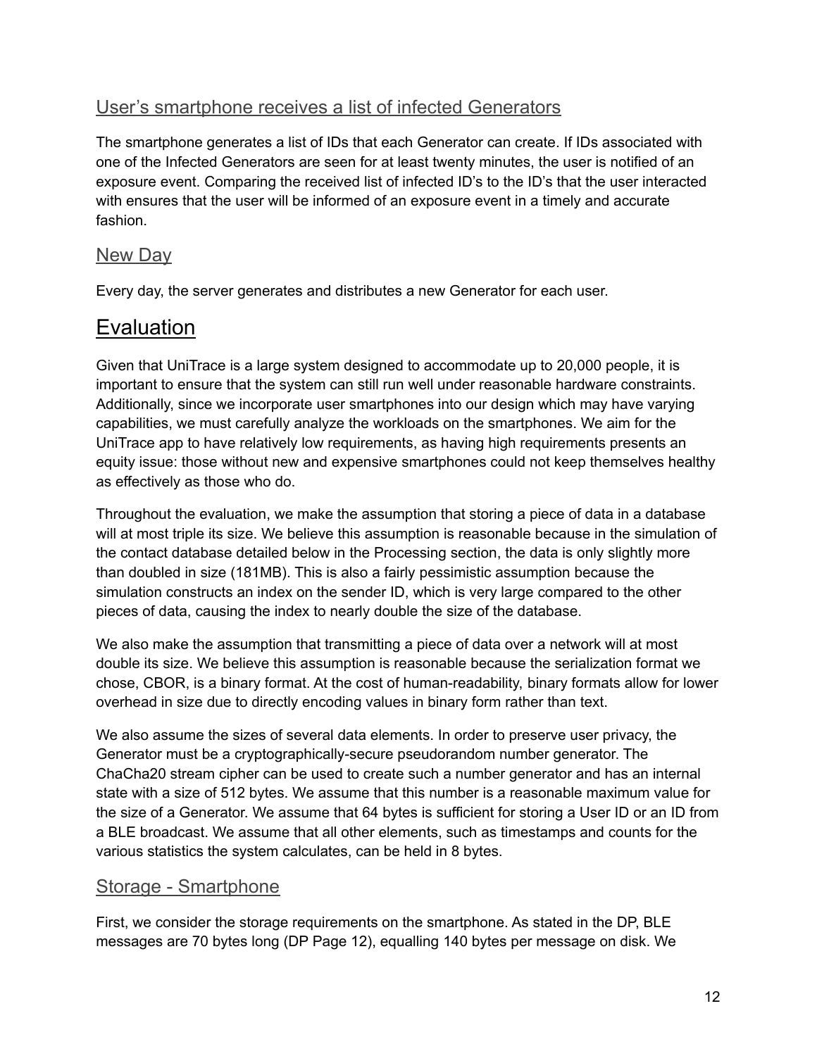### User's smartphone receives a list of infected Generators

The smartphone generates a list of IDs that each Generator can create. If IDs associated with one of the Infected Generators are seen for at least twenty minutes, the user is notified of an exposure event. Comparing the received list of infected ID's to the ID's that the user interacted with ensures that the user will be informed of an exposure event in a timely and accurate fashion.

### New Day

Every day, the server generates and distributes a new Generator for each user.

## Evaluation

Given that UniTrace is a large system designed to accommodate up to 20,000 people, it is important to ensure that the system can still run well under reasonable hardware constraints. Additionally, since we incorporate user smartphones into our design which may have varying capabilities, we must carefully analyze the workloads on the smartphones. We aim for the UniTrace app to have relatively low requirements, as having high requirements presents an equity issue: those without new and expensive smartphones could not keep themselves healthy as effectively as those who do.

Throughout the evaluation, we make the assumption that storing a piece of data in a database will at most triple its size. We believe this assumption is reasonable because in the simulation of the contact database detailed below in the Processing section, the data is only slightly more than doubled in size (181MB). This is also a fairly pessimistic assumption because the simulation constructs an index on the sender ID, which is very large compared to the other pieces of data, causing the index to nearly double the size of the database.

We also make the assumption that transmitting a piece of data over a network will at most double its size. We believe this assumption is reasonable because the serialization format we chose, CBOR, is a binary format. At the cost of human-readability, binary formats allow for lower overhead in size due to directly encoding values in binary form rather than text.

We also assume the sizes of several data elements. In order to preserve user privacy, the Generator must be a cryptographically-secure pseudorandom number generator. The ChaCha20 stream cipher can be used to create such a number generator and has an internal state with a size of 512 bytes. We assume that this number is a reasonable maximum value for the size of a Generator. We assume that 64 bytes is sufficient for storing a User ID or an ID from a BLE broadcast. We assume that all other elements, such as timestamps and counts for the various statistics the system calculates, can be held in 8 bytes.

### Storage - Smartphone

First, we consider the storage requirements on the smartphone. As stated in the DP, BLE messages are 70 bytes long (DP Page 12), equalling 140 bytes per message on disk. We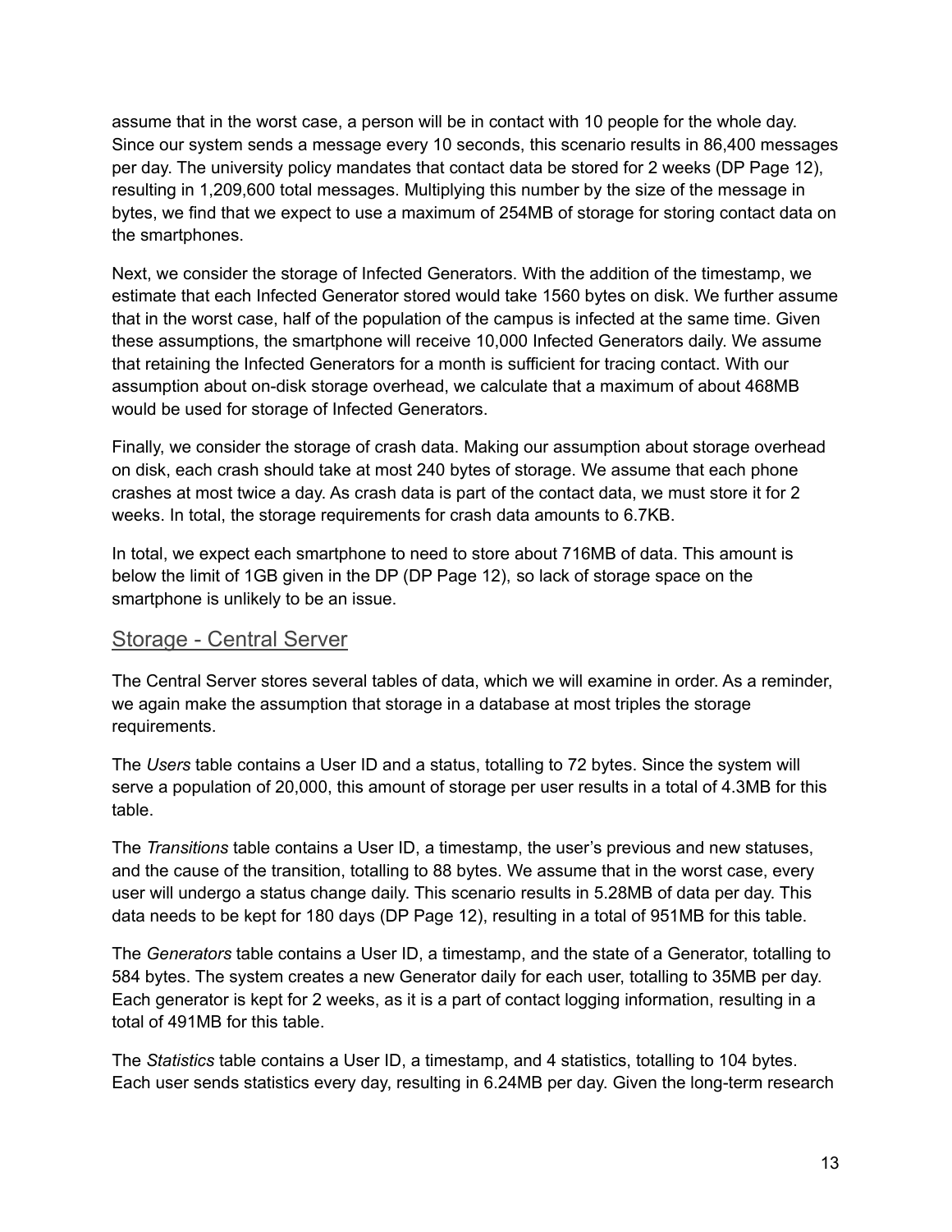assume that in the worst case, a person will be in contact with 10 people for the whole day. Since our system sends a message every 10 seconds, this scenario results in 86,400 messages per day. The university policy mandates that contact data be stored for 2 weeks (DP Page 12), resulting in 1,209,600 total messages. Multiplying this number by the size of the message in bytes, we find that we expect to use a maximum of 254MB of storage for storing contact data on the smartphones.

Next, we consider the storage of Infected Generators. With the addition of the timestamp, we estimate that each Infected Generator stored would take 1560 bytes on disk. We further assume that in the worst case, half of the population of the campus is infected at the same time. Given these assumptions, the smartphone will receive 10,000 Infected Generators daily. We assume that retaining the Infected Generators for a month is sufficient for tracing contact. With our assumption about on-disk storage overhead, we calculate that a maximum of about 468MB would be used for storage of Infected Generators.

Finally, we consider the storage of crash data. Making our assumption about storage overhead on disk, each crash should take at most 240 bytes of storage. We assume that each phone crashes at most twice a day. As crash data is part of the contact data, we must store it for 2 weeks. In total, the storage requirements for crash data amounts to 6.7KB.

In total, we expect each smartphone to need to store about 716MB of data. This amount is below the limit of 1GB given in the DP (DP Page 12), so lack of storage space on the smartphone is unlikely to be an issue.

## Storage - Central Server

The Central Server stores several tables of data, which we will examine in order. As a reminder, we again make the assumption that storage in a database at most triples the storage requirements.

The *Users* table contains a User ID and a status, totalling to 72 bytes. Since the system will serve a population of 20,000, this amount of storage per user results in a total of 4.3MB for this table.

The *Transitions* table contains a User ID, a timestamp, the user's previous and new statuses, and the cause of the transition, totalling to 88 bytes. We assume that in the worst case, every user will undergo a status change daily. This scenario results in 5.28MB of data per day. This data needs to be kept for 180 days (DP Page 12), resulting in a total of 951MB for this table.

The *Generators* table contains a User ID, a timestamp, and the state of a Generator, totalling to 584 bytes. The system creates a new Generator daily for each user, totalling to 35MB per day. Each generator is kept for 2 weeks, as it is a part of contact logging information, resulting in a total of 491MB for this table.

The *Statistics* table contains a User ID, a timestamp, and 4 statistics, totalling to 104 bytes. Each user sends statistics every day, resulting in 6.24MB per day. Given the long-term research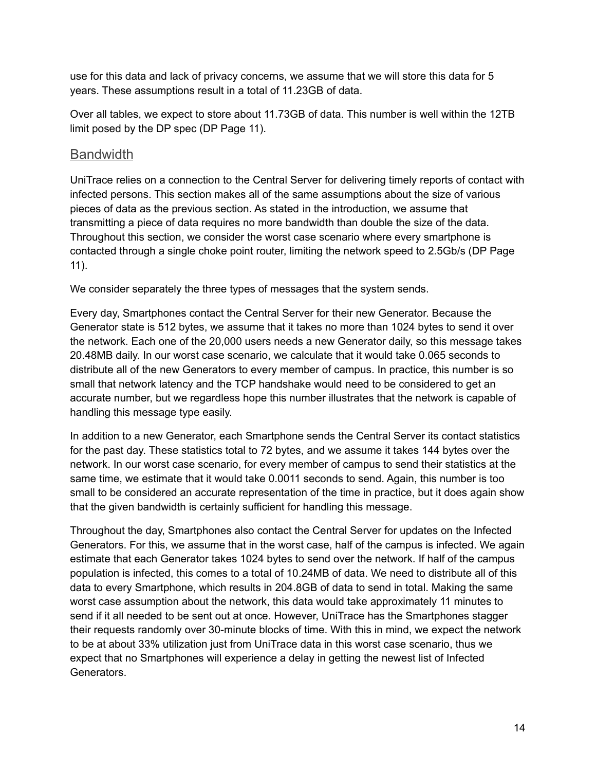use for this data and lack of privacy concerns, we assume that we will store this data for 5 years. These assumptions result in a total of 11.23GB of data.

Over all tables, we expect to store about 11.73GB of data. This number is well within the 12TB limit posed by the DP spec (DP Page 11).

## Bandwidth

UniTrace relies on a connection to the Central Server for delivering timely reports of contact with infected persons. This section makes all of the same assumptions about the size of various pieces of data as the previous section. As stated in the introduction, we assume that transmitting a piece of data requires no more bandwidth than double the size of the data. Throughout this section, we consider the worst case scenario where every smartphone is contacted through a single choke point router, limiting the network speed to 2.5Gb/s (DP Page 11).

We consider separately the three types of messages that the system sends.

Every day, Smartphones contact the Central Server for their new Generator. Because the Generator state is 512 bytes, we assume that it takes no more than 1024 bytes to send it over the network. Each one of the 20,000 users needs a new Generator daily, so this message takes 20.48MB daily. In our worst case scenario, we calculate that it would take 0.065 seconds to distribute all of the new Generators to every member of campus. In practice, this number is so small that network latency and the TCP handshake would need to be considered to get an accurate number, but we regardless hope this number illustrates that the network is capable of handling this message type easily.

In addition to a new Generator, each Smartphone sends the Central Server its contact statistics for the past day. These statistics total to 72 bytes, and we assume it takes 144 bytes over the network. In our worst case scenario, for every member of campus to send their statistics at the same time, we estimate that it would take 0.0011 seconds to send. Again, this number is too small to be considered an accurate representation of the time in practice, but it does again show that the given bandwidth is certainly sufficient for handling this message.

Throughout the day, Smartphones also contact the Central Server for updates on the Infected Generators. For this, we assume that in the worst case, half of the campus is infected. We again estimate that each Generator takes 1024 bytes to send over the network. If half of the campus population is infected, this comes to a total of 10.24MB of data. We need to distribute all of this data to every Smartphone, which results in 204.8GB of data to send in total. Making the same worst case assumption about the network, this data would take approximately 11 minutes to send if it all needed to be sent out at once. However, UniTrace has the Smartphones stagger their requests randomly over 30-minute blocks of time. With this in mind, we expect the network to be at about 33% utilization just from UniTrace data in this worst case scenario, thus we expect that no Smartphones will experience a delay in getting the newest list of Infected Generators.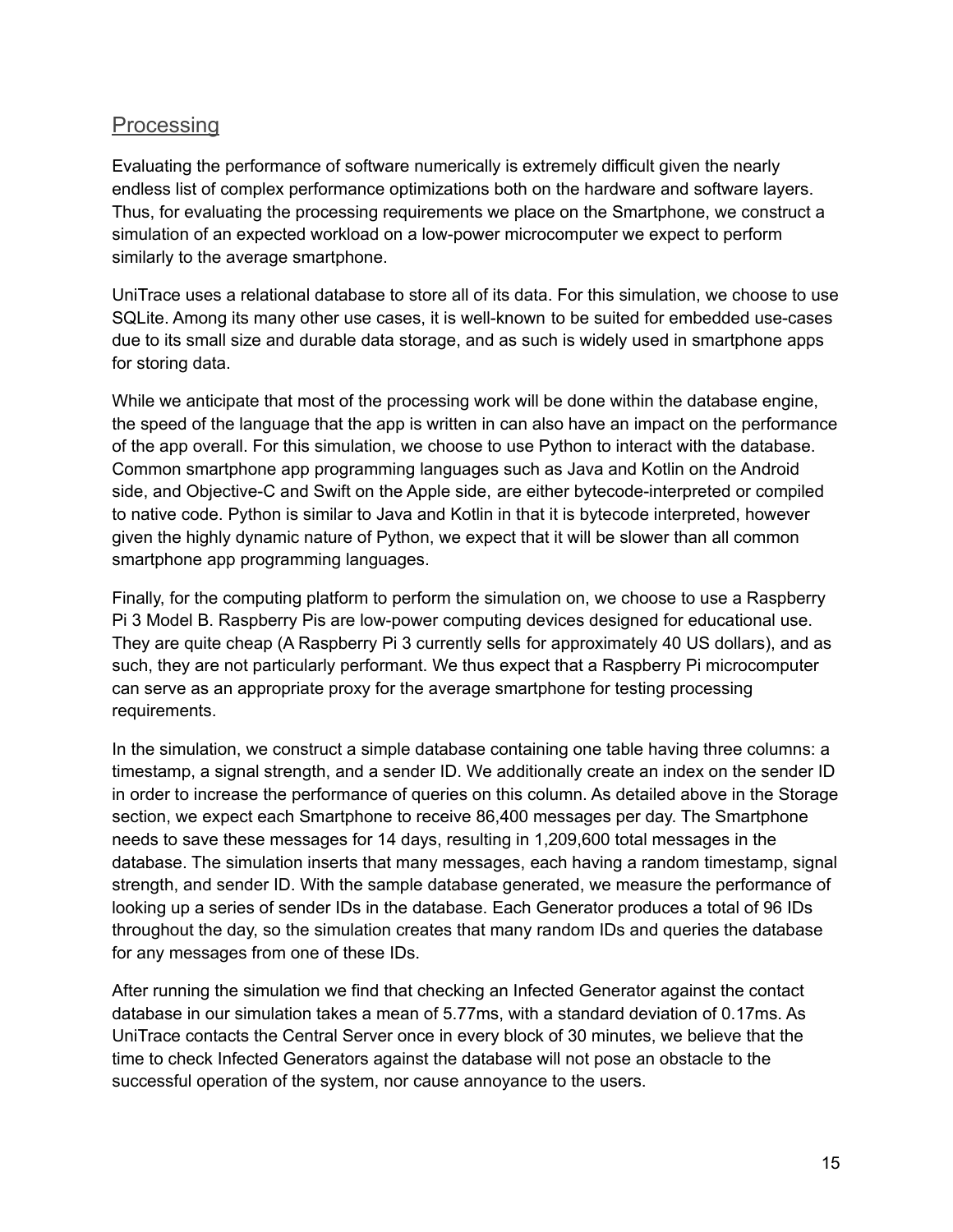## Processing

Evaluating the performance of software numerically is extremely difficult given the nearly endless list of complex performance optimizations both on the hardware and software layers. Thus, for evaluating the processing requirements we place on the Smartphone, we construct a simulation of an expected workload on a low-power microcomputer we expect to perform similarly to the average smartphone.

UniTrace uses a relational database to store all of its data. For this simulation, we choose to use SQLite. Among its many other use cases, it is well-known to be suited for embedded use-cases due to its small size and durable data storage, and as such is widely used in smartphone apps for storing data.

While we anticipate that most of the processing work will be done within the database engine, the speed of the language that the app is written in can also have an impact on the performance of the app overall. For this simulation, we choose to use Python to interact with the database. Common smartphone app programming languages such as Java and Kotlin on the Android side, and Objective-C and Swift on the Apple side, are either bytecode-interpreted or compiled to native code. Python is similar to Java and Kotlin in that it is bytecode interpreted, however given the highly dynamic nature of Python, we expect that it will be slower than all common smartphone app programming languages.

Finally, for the computing platform to perform the simulation on, we choose to use a Raspberry Pi 3 Model B. Raspberry Pis are low-power computing devices designed for educational use. They are quite cheap (A Raspberry Pi 3 currently sells for approximately 40 US dollars), and as such, they are not particularly performant. We thus expect that a Raspberry Pi microcomputer can serve as an appropriate proxy for the average smartphone for testing processing requirements.

In the simulation, we construct a simple database containing one table having three columns: a timestamp, a signal strength, and a sender ID. We additionally create an index on the sender ID in order to increase the performance of queries on this column. As detailed above in the Storage section, we expect each Smartphone to receive 86,400 messages per day. The Smartphone needs to save these messages for 14 days, resulting in 1,209,600 total messages in the database. The simulation inserts that many messages, each having a random timestamp, signal strength, and sender ID. With the sample database generated, we measure the performance of looking up a series of sender IDs in the database. Each Generator produces a total of 96 IDs throughout the day, so the simulation creates that many random IDs and queries the database for any messages from one of these IDs.

After running the simulation we find that checking an Infected Generator against the contact database in our simulation takes a mean of 5.77ms, with a standard deviation of 0.17ms. As UniTrace contacts the Central Server once in every block of 30 minutes, we believe that the time to check Infected Generators against the database will not pose an obstacle to the successful operation of the system, nor cause annoyance to the users.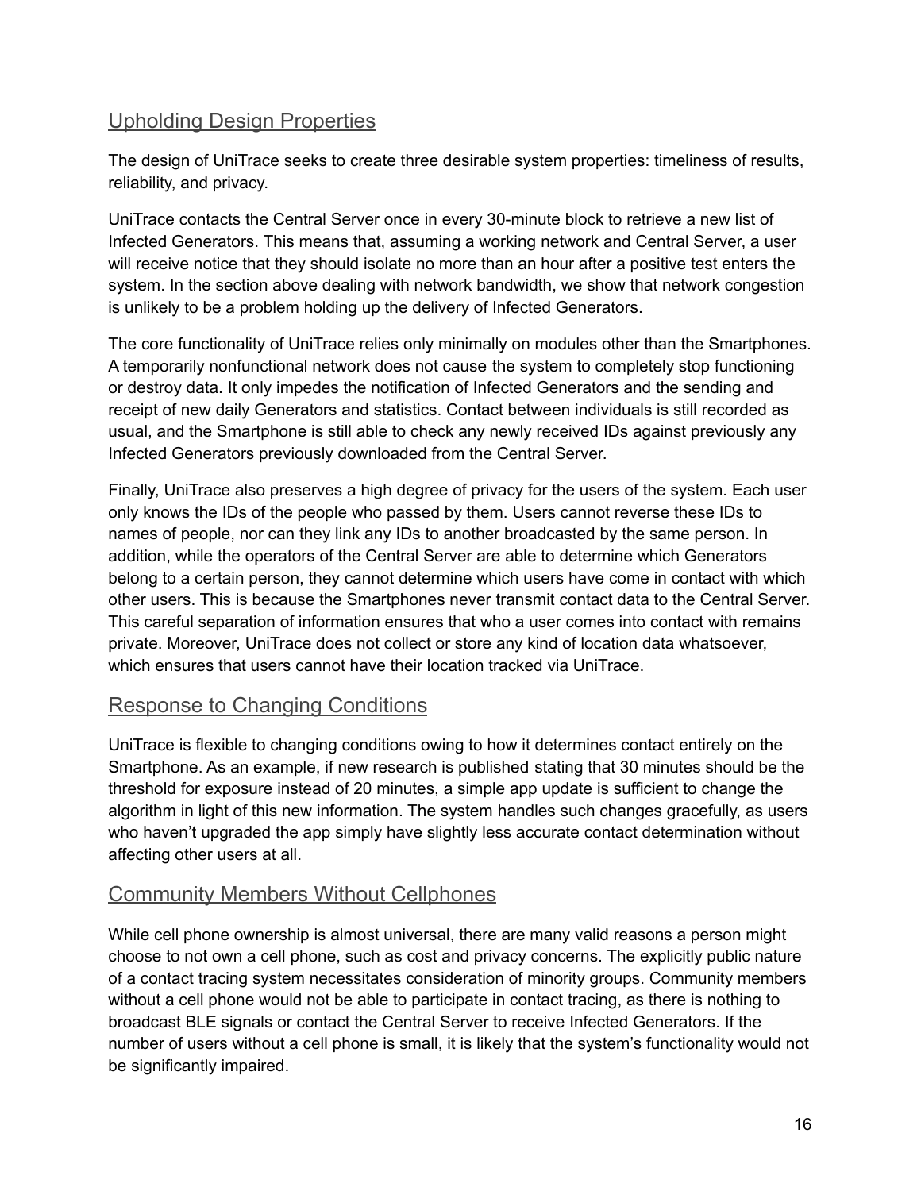## Upholding Design Properties

The design of UniTrace seeks to create three desirable system properties: timeliness of results, reliability, and privacy.

UniTrace contacts the Central Server once in every 30-minute block to retrieve a new list of Infected Generators. This means that, assuming a working network and Central Server, a user will receive notice that they should isolate no more than an hour after a positive test enters the system. In the section above dealing with network bandwidth, we show that network congestion is unlikely to be a problem holding up the delivery of Infected Generators.

The core functionality of UniTrace relies only minimally on modules other than the Smartphones. A temporarily nonfunctional network does not cause the system to completely stop functioning or destroy data. It only impedes the notification of Infected Generators and the sending and receipt of new daily Generators and statistics. Contact between individuals is still recorded as usual, and the Smartphone is still able to check any newly received IDs against previously any Infected Generators previously downloaded from the Central Server.

Finally, UniTrace also preserves a high degree of privacy for the users of the system. Each user only knows the IDs of the people who passed by them. Users cannot reverse these IDs to names of people, nor can they link any IDs to another broadcasted by the same person. In addition, while the operators of the Central Server are able to determine which Generators belong to a certain person, they cannot determine which users have come in contact with which other users. This is because the Smartphones never transmit contact data to the Central Server. This careful separation of information ensures that who a user comes into contact with remains private. Moreover, UniTrace does not collect or store any kind of location data whatsoever, which ensures that users cannot have their location tracked via UniTrace.

## Response to Changing Conditions

UniTrace is flexible to changing conditions owing to how it determines contact entirely on the Smartphone. As an example, if new research is published stating that 30 minutes should be the threshold for exposure instead of 20 minutes, a simple app update is sufficient to change the algorithm in light of this new information. The system handles such changes gracefully, as users who haven't upgraded the app simply have slightly less accurate contact determination without affecting other users at all.

## Community Members Without Cellphones

While cell phone ownership is almost universal, there are many valid reasons a person might choose to not own a cell phone, such as cost and privacy concerns. The explicitly public nature of a contact tracing system necessitates consideration of minority groups. Community members without a cell phone would not be able to participate in contact tracing, as there is nothing to broadcast BLE signals or contact the Central Server to receive Infected Generators. If the number of users without a cell phone is small, it is likely that the system's functionality would not be significantly impaired.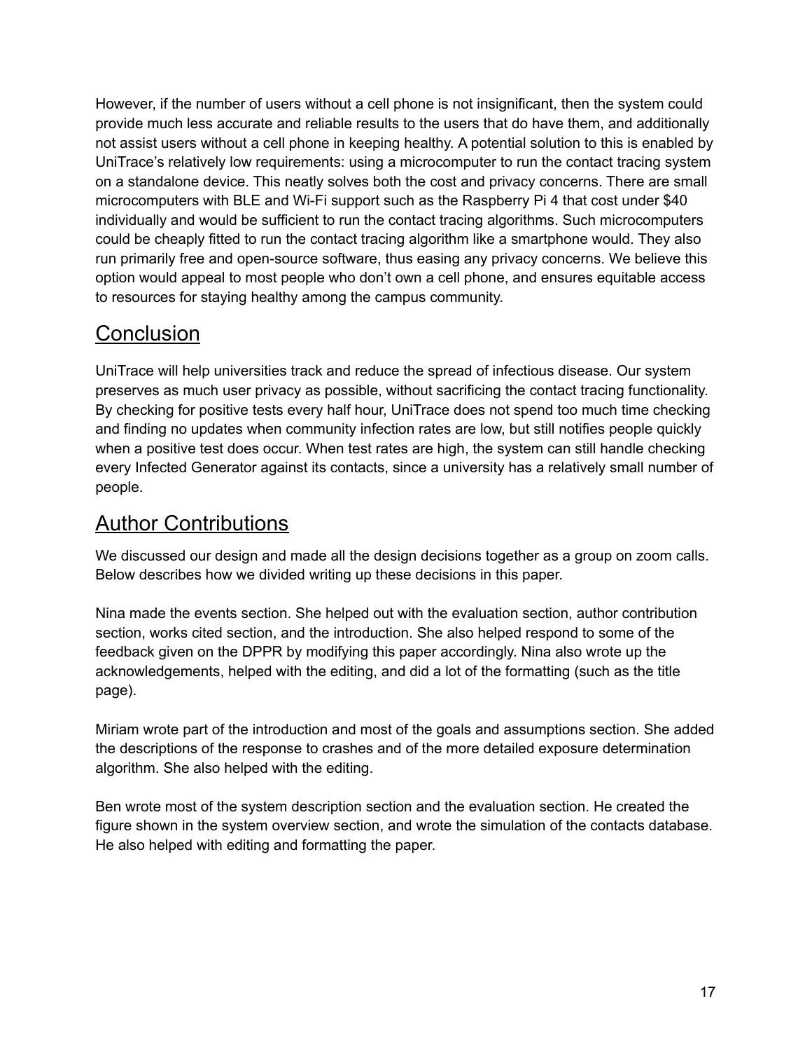However, if the number of users without a cell phone is not insignificant, then the system could provide much less accurate and reliable results to the users that do have them, and additionally not assist users without a cell phone in keeping healthy. A potential solution to this is enabled by UniTrace's relatively low requirements: using a microcomputer to run the contact tracing system on a standalone device. This neatly solves both the cost and privacy concerns. There are small microcomputers with BLE and Wi-Fi support such as the Raspberry Pi 4 that cost under $40 individually and would be sufficient to run the contact tracing algorithms. Such microcomputers could be cheaply fitted to run the contact tracing algorithm like a smartphone would. They also run primarily free and open-source software, thus easing any privacy concerns. We believe this option would appeal to most people who don't own a cell phone, and ensures equitable access to resources for staying healthy among the campus community.

## Conclusion

UniTrace will help universities track and reduce the spread of infectious disease. Our system preserves as much user privacy as possible, without sacrificing the contact tracing functionality. By checking for positive tests every half hour, UniTrace does not spend too much time checking and finding no updates when community infection rates are low, but still notifies people quickly when a positive test does occur. When test rates are high, the system can still handle checking every Infected Generator against its contacts, since a university has a relatively small number of people.

## Author Contributions

We discussed our design and made all the design decisions together as a group on zoom calls. Below describes how we divided writing up these decisions in this paper.

Nina made the events section. She helped out with the evaluation section, author contribution section, works cited section, and the introduction. She also helped respond to some of the feedback given on the DPPR by modifying this paper accordingly. Nina also wrote up the acknowledgements, helped with the editing, and did a lot of the formatting (such as the title page).

Miriam wrote part of the introduction and most of the goals and assumptions section. She added the descriptions of the response to crashes and of the more detailed exposure determination algorithm. She also helped with the editing.

Ben wrote most of the system description section and the evaluation section. He created the figure shown in the system overview section, and wrote the simulation of the contacts database. He also helped with editing and formatting the paper.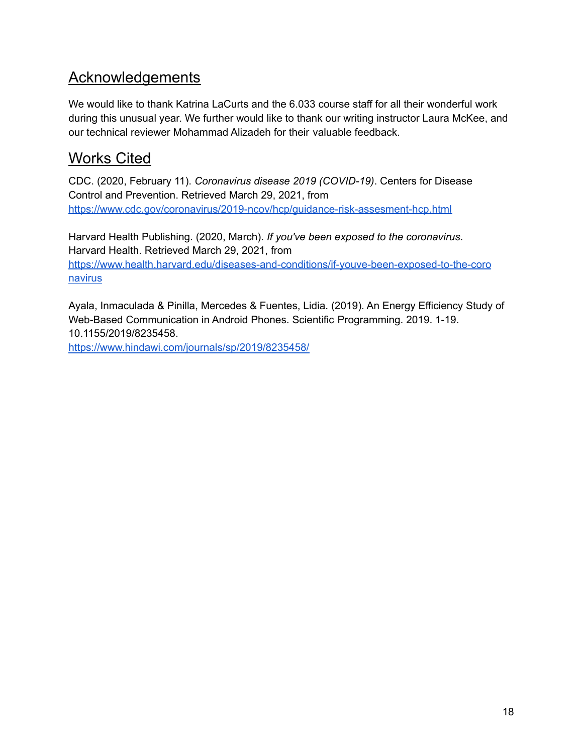## Acknowledgements

We would like to thank Katrina LaCurts and the 6.033 course staff for all their wonderful work during this unusual year. We further would like to thank our writing instructor Laura McKee, and our technical reviewer Mohammad Alizadeh for their valuable feedback.

## Works Cited

CDC. (2020, February 11). *Coronavirus disease 2019 (COVID-19)*. Centers for Disease Control and Prevention. Retrieved March 29, 2021, from https://www.cdc.gov/coronavirus/2019-ncov/hcp/guidance-risk-assesment-hcp.html

Harvard Health Publishing. (2020, March). *If you've been exposed to the coronavirus*. Harvard Health. Retrieved March 29, 2021, from https://www.health.harvard.edu/diseases-and-conditions/if-youve-been-exposed-to-the-coronavirus

Ayala, Inmaculada & Pinilla, Mercedes & Fuentes, Lidia. (2019). An Energy Efficiency Study of Web-Based Communication in Android Phones. Scientific Programming. 2019. 1-19. 10.1155/2019/8235458. https://www.hindawi.com/journals/sp/2019/8235458/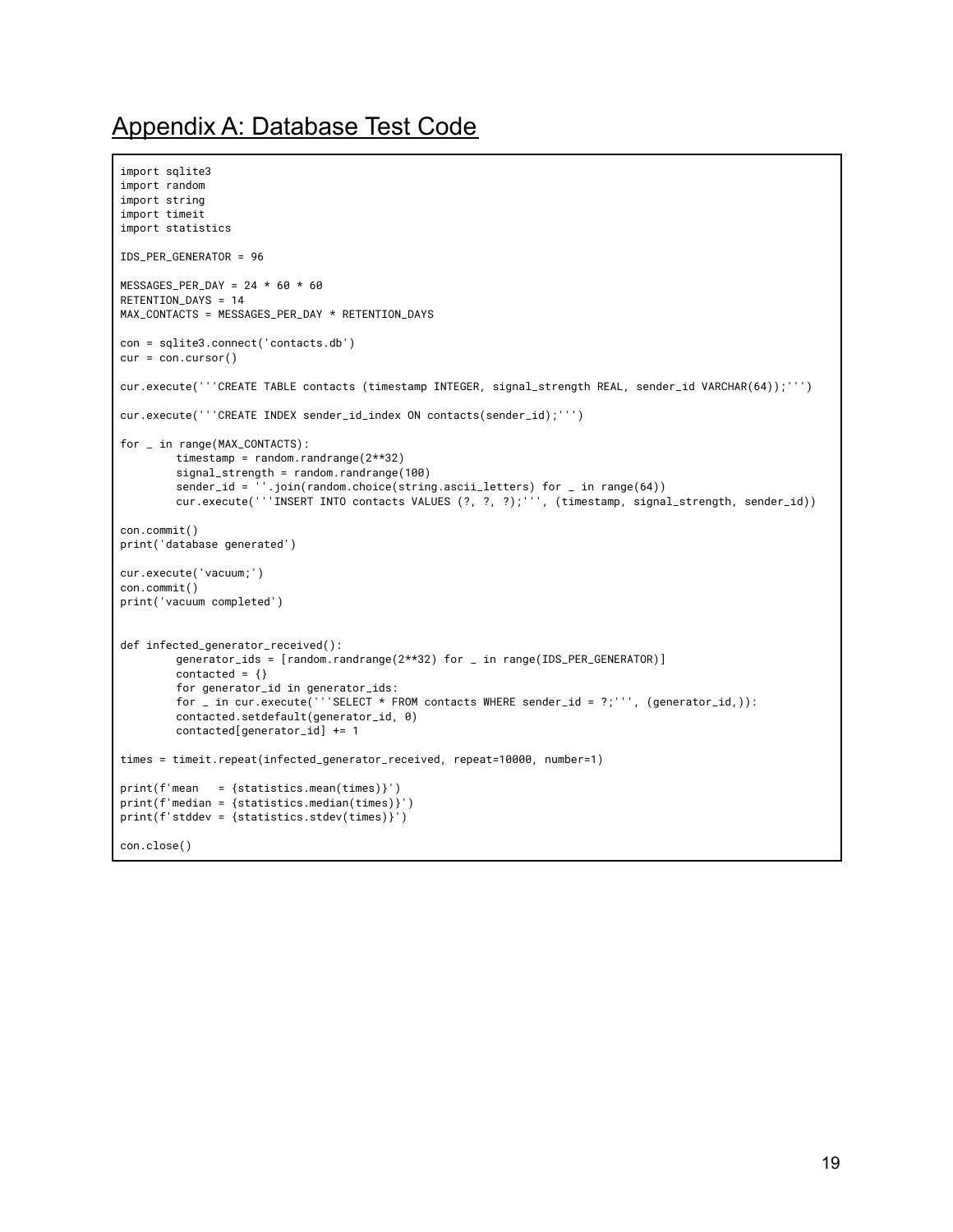## Appendix A: Database Test Code

```
import sqlite3
import random
import string
import timeit
import statistics

IDS_PER_GENERATOR = 96

MESSAGES_PER_DAY = 24 * 60 * 60
RETENTION_DAYS = 14
MAX_CONTACTS = MESSAGES_PER_DAY * RETENTION_DAYS

con = sqlite3.connect('contacts.db')
cur = con.cursor()

cur.execute('''CREATE TABLE contacts (timestamp INTEGER, signal_strength REAL, sender_id VARCHAR(64));''')

cur.execute('''CREATE INDEX sender_id_index ON contacts(sender_id);''')

for _ in range(MAX_CONTACTS):
        timestamp = random.randrange(2**32)
        signal_strength = random.randrange(100)
        sender_id = ''.join(random.choice(string.ascii_letters) for _ in range(64))
        cur.execute('''INSERT INTO contacts VALUES (?, ?, ?);''', (timestamp, signal_strength, sender_id))

con.commit()
print('database generated')

cur.execute('vacuum;')
con.commit()
print('vacuum completed')


def infected_generator_received():
        generator_ids = [random.randrange(2**32) for _ in range(IDS_PER_GENERATOR)]
        contacted = {}
        for generator_id in generator_ids:
        for _ in cur.execute('''SELECT * FROM contacts WHERE sender_id = ?;''', (generator_id,)):
        contacted.setdefault(generator_id, 0)
        contacted[generator_id] += 1

times = timeit.repeat(infected_generator_received, repeat=10000, number=1)

print(f'mean   = {statistics.mean(times)}')
print(f'median = {statistics.median(times)}')
print(f'stddev = {statistics.stdev(times)}')

con.close()
```